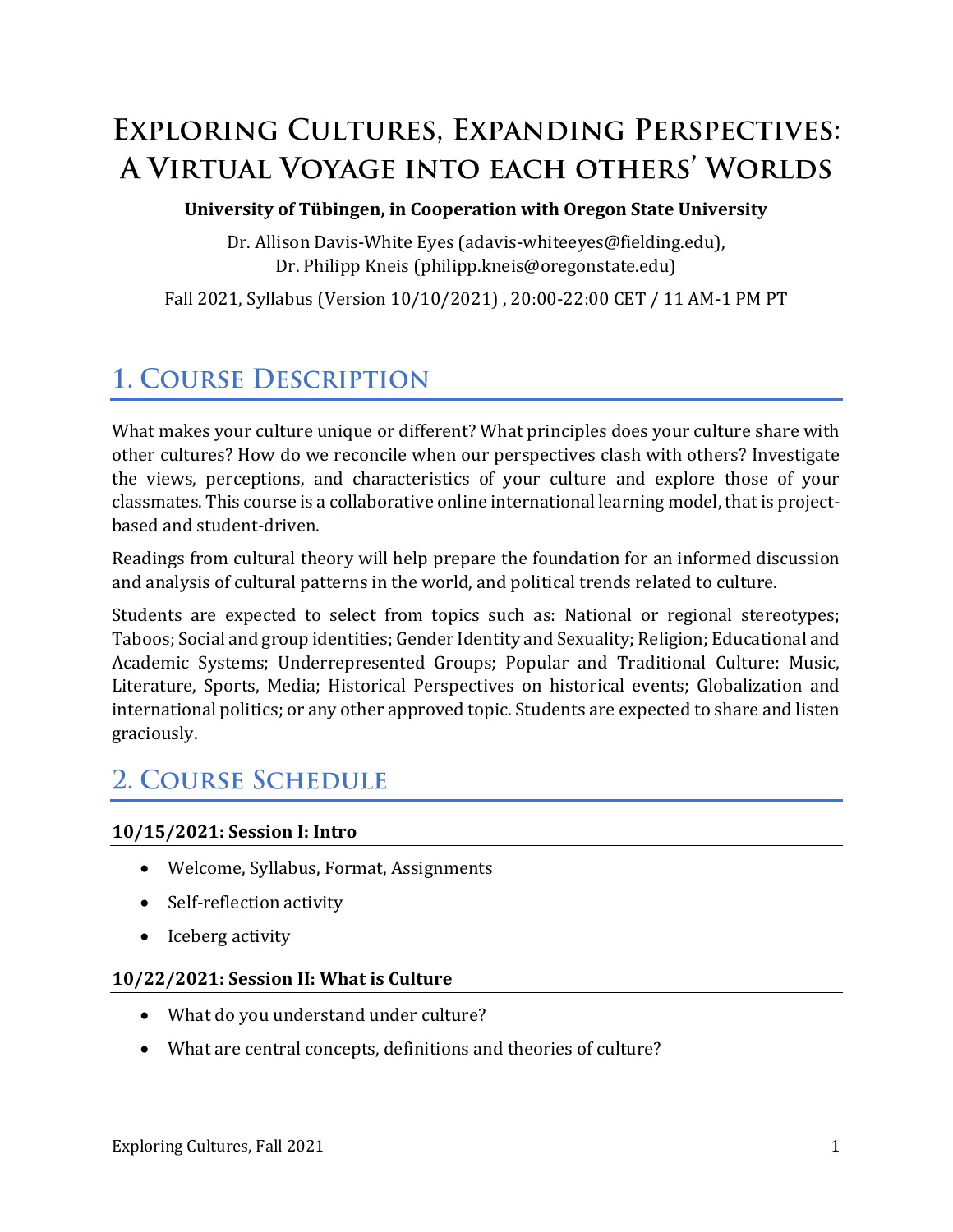# Exploring Cultures, Expanding Perspectives: A Virtual Voyage into each others' Worlds

**University of Tübingen, in Cooperation with Oregon State University**

Dr. Allison Davis-White Eyes (adavis-whiteeyes@fielding.edu),
Dr. Philipp Kneis (philipp.kneis@oregonstate.edu)

Fall 2021, Syllabus (Version 10/10/2021) , 20:00-22:00 CET / 11 AM-1 PM PT

## 1. Course Description

What makes your culture unique or different? What principles does your culture share with other cultures? How do we reconcile when our perspectives clash with others? Investigate the views, perceptions, and characteristics of your culture and explore those of your classmates. This course is a collaborative online international learning model, that is project-based and student-driven.

Readings from cultural theory will help prepare the foundation for an informed discussion and analysis of cultural patterns in the world, and political trends related to culture.

Students are expected to select from topics such as: National or regional stereotypes; Taboos; Social and group identities; Gender Identity and Sexuality; Religion; Educational and Academic Systems; Underrepresented Groups; Popular and Traditional Culture: Music, Literature, Sports, Media; Historical Perspectives on historical events; Globalization and international politics; or any other approved topic. Students are expected to share and listen graciously.

## 2. Course Schedule

### 10/15/2021: Session I: Intro

- Welcome, Syllabus, Format, Assignments
- Self-reflection activity
- Iceberg activity

### 10/22/2021: Session II: What is Culture

- What do you understand under culture?
- What are central concepts, definitions and theories of culture?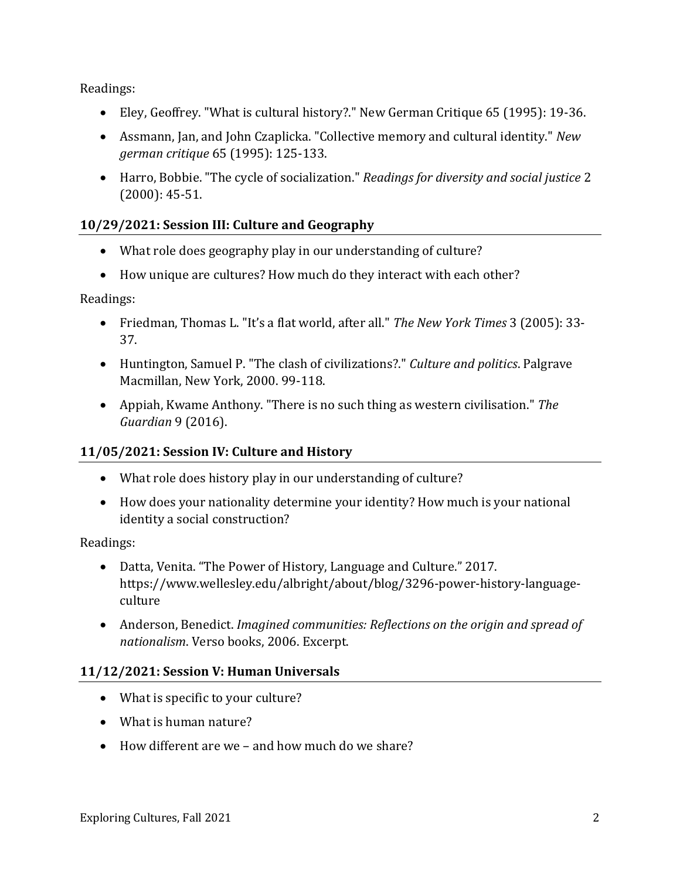Readings:

- Eley, Geoffrey. "What is cultural history?." New German Critique 65 (1995): 19-36.
- Assmann, Jan, and John Czaplicka. "Collective memory and cultural identity." *New german critique* 65 (1995): 125-133.
- Harro, Bobbie. "The cycle of socialization." *Readings for diversity and social justice* 2 (2000): 45-51.

### 10/29/2021: Session III: Culture and Geography

- What role does geography play in our understanding of culture?
- How unique are cultures? How much do they interact with each other?

Readings:

- Friedman, Thomas L. "It's a flat world, after all." *The New York Times* 3 (2005): 33-37.
- Huntington, Samuel P. "The clash of civilizations?." *Culture and politics*. Palgrave Macmillan, New York, 2000. 99-118.
- Appiah, Kwame Anthony. "There is no such thing as western civilisation." *The Guardian* 9 (2016).

### 11/05/2021: Session IV: Culture and History

- What role does history play in our understanding of culture?
- How does your nationality determine your identity? How much is your national identity a social construction?

Readings:

- Datta, Venita. "The Power of History, Language and Culture." 2017. https://www.wellesley.edu/albright/about/blog/3296-power-history-language-culture
- Anderson, Benedict. *Imagined communities: Reflections on the origin and spread of nationalism*. Verso books, 2006. Excerpt.

### 11/12/2021: Session V: Human Universals

- What is specific to your culture?
- What is human nature?
- How different are we – and how much do we share?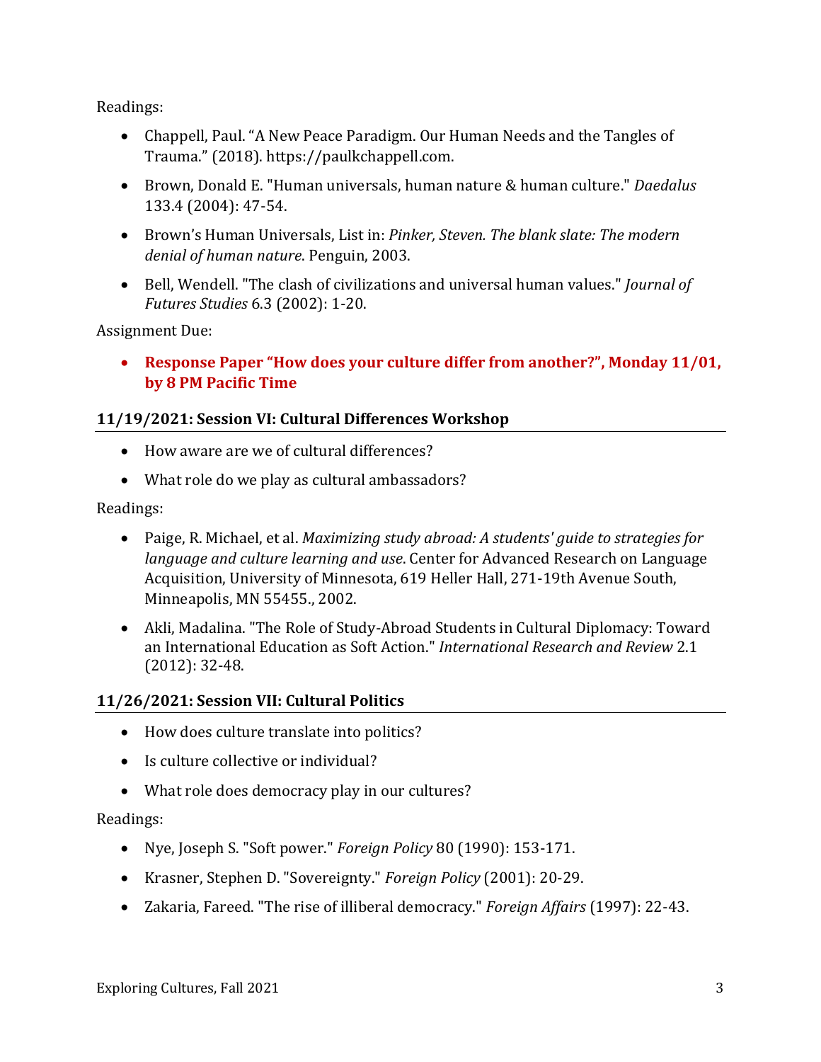Readings:

- Chappell, Paul. "A New Peace Paradigm. Our Human Needs and the Tangles of Trauma." (2018). https://paulkchappell.com.
- Brown, Donald E. "Human universals, human nature & human culture." *Daedalus* 133.4 (2004): 47-54.
- Brown's Human Universals, List in: *Pinker, Steven. The blank slate: The modern denial of human nature*. Penguin, 2003.
- Bell, Wendell. "The clash of civilizations and universal human values." *Journal of Futures Studies* 6.3 (2002): 1-20.

Assignment Due:

- **Response Paper "How does your culture differ from another?", Monday 11/01, by 8 PM Pacific Time**

### 11/19/2021: Session VI: Cultural Differences Workshop

- How aware are we of cultural differences?
- What role do we play as cultural ambassadors?

Readings:

- Paige, R. Michael, et al. *Maximizing study abroad: A students' guide to strategies for language and culture learning and use*. Center for Advanced Research on Language Acquisition, University of Minnesota, 619 Heller Hall, 271-19th Avenue South, Minneapolis, MN 55455., 2002.
- Akli, Madalina. "The Role of Study-Abroad Students in Cultural Diplomacy: Toward an International Education as Soft Action." *International Research and Review* 2.1 (2012): 32-48.

### 11/26/2021: Session VII: Cultural Politics

- How does culture translate into politics?
- Is culture collective or individual?
- What role does democracy play in our cultures?

Readings:

- Nye, Joseph S. "Soft power." *Foreign Policy* 80 (1990): 153-171.
- Krasner, Stephen D. "Sovereignty." *Foreign Policy* (2001): 20-29.
- Zakaria, Fareed. "The rise of illiberal democracy." *Foreign Affairs* (1997): 22-43.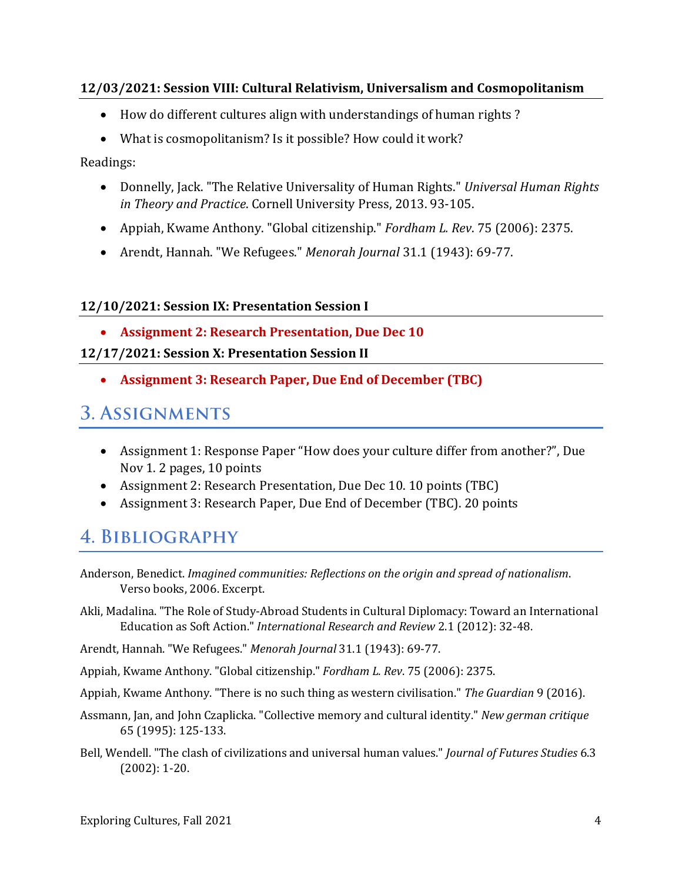### 12/03/2021: Session VIII: Cultural Relativism, Universalism and Cosmopolitanism

- How do different cultures align with understandings of human rights ?
- What is cosmopolitanism? Is it possible? How could it work?

Readings:

- Donnelly, Jack. "The Relative Universality of Human Rights." *Universal Human Rights in Theory and Practice.* Cornell University Press, 2013. 93-105.
- Appiah, Kwame Anthony. "Global citizenship." *Fordham L. Rev*. 75 (2006): 2375.
- Arendt, Hannah. "We Refugees." *Menorah Journal* 31.1 (1943): 69-77.

### 12/10/2021: Session IX: Presentation Session I

- **Assignment 2: Research Presentation, Due Dec 10**

### 12/17/2021: Session X: Presentation Session II

- **Assignment 3: Research Paper, Due End of December (TBC)**

## 3. Assignments

- Assignment 1: Response Paper "How does your culture differ from another?", Due Nov 1. 2 pages, 10 points
- Assignment 2: Research Presentation, Due Dec 10. 10 points (TBC)
- Assignment 3: Research Paper, Due End of December (TBC). 20 points

## 4. Bibliography

Anderson, Benedict. *Imagined communities: Reflections on the origin and spread of nationalism*. Verso books, 2006. Excerpt.

Akli, Madalina. "The Role of Study-Abroad Students in Cultural Diplomacy: Toward an International Education as Soft Action." *International Research and Review* 2.1 (2012): 32-48.

Arendt, Hannah. "We Refugees." *Menorah Journal* 31.1 (1943): 69-77.

Appiah, Kwame Anthony. "Global citizenship." *Fordham L. Rev*. 75 (2006): 2375.

Appiah, Kwame Anthony. "There is no such thing as western civilisation." *The Guardian* 9 (2016).

Assmann, Jan, and John Czaplicka. "Collective memory and cultural identity." *New german critique* 65 (1995): 125-133.

Bell, Wendell. "The clash of civilizations and universal human values." *Journal of Futures Studies* 6.3 (2002): 1-20.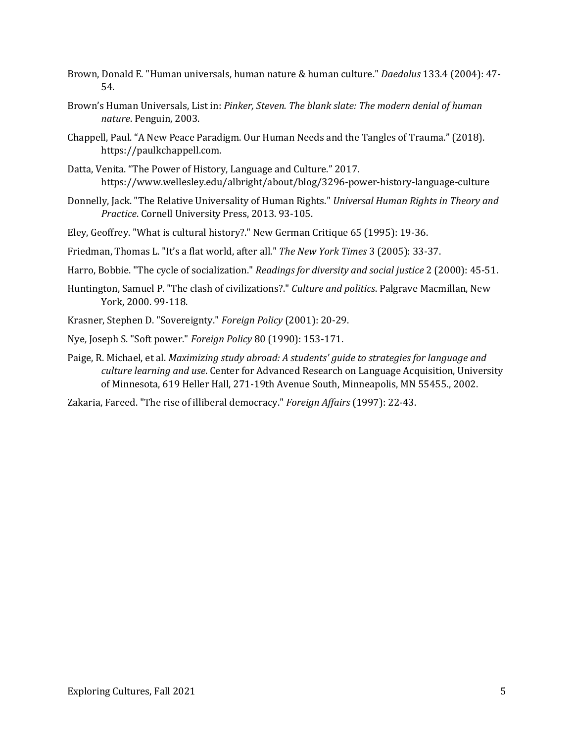Brown, Donald E. "Human universals, human nature & human culture." *Daedalus* 133.4 (2004): 47-54.

Brown's Human Universals, List in: *Pinker, Steven. The blank slate: The modern denial of human nature*. Penguin, 2003.

Chappell, Paul. "A New Peace Paradigm. Our Human Needs and the Tangles of Trauma." (2018). https://paulkchappell.com.

Datta, Venita. "The Power of History, Language and Culture." 2017. https://www.wellesley.edu/albright/about/blog/3296-power-history-language-culture

Donnelly, Jack. "The Relative Universality of Human Rights." *Universal Human Rights in Theory and Practice*. Cornell University Press, 2013. 93-105.

Eley, Geoffrey. "What is cultural history?." New German Critique 65 (1995): 19-36.

Friedman, Thomas L. "It's a flat world, after all." *The New York Times* 3 (2005): 33-37.

Harro, Bobbie. "The cycle of socialization." *Readings for diversity and social justice* 2 (2000): 45-51.

Huntington, Samuel P. "The clash of civilizations?." *Culture and politics*. Palgrave Macmillan, New York, 2000. 99-118.

Krasner, Stephen D. "Sovereignty." *Foreign Policy* (2001): 20-29.

Nye, Joseph S. "Soft power." *Foreign Policy* 80 (1990): 153-171.

Paige, R. Michael, et al. *Maximizing study abroad: A students' guide to strategies for language and culture learning and use*. Center for Advanced Research on Language Acquisition, University of Minnesota, 619 Heller Hall, 271-19th Avenue South, Minneapolis, MN 55455., 2002.

Zakaria, Fareed. "The rise of illiberal democracy." *Foreign Affairs* (1997): 22-43.